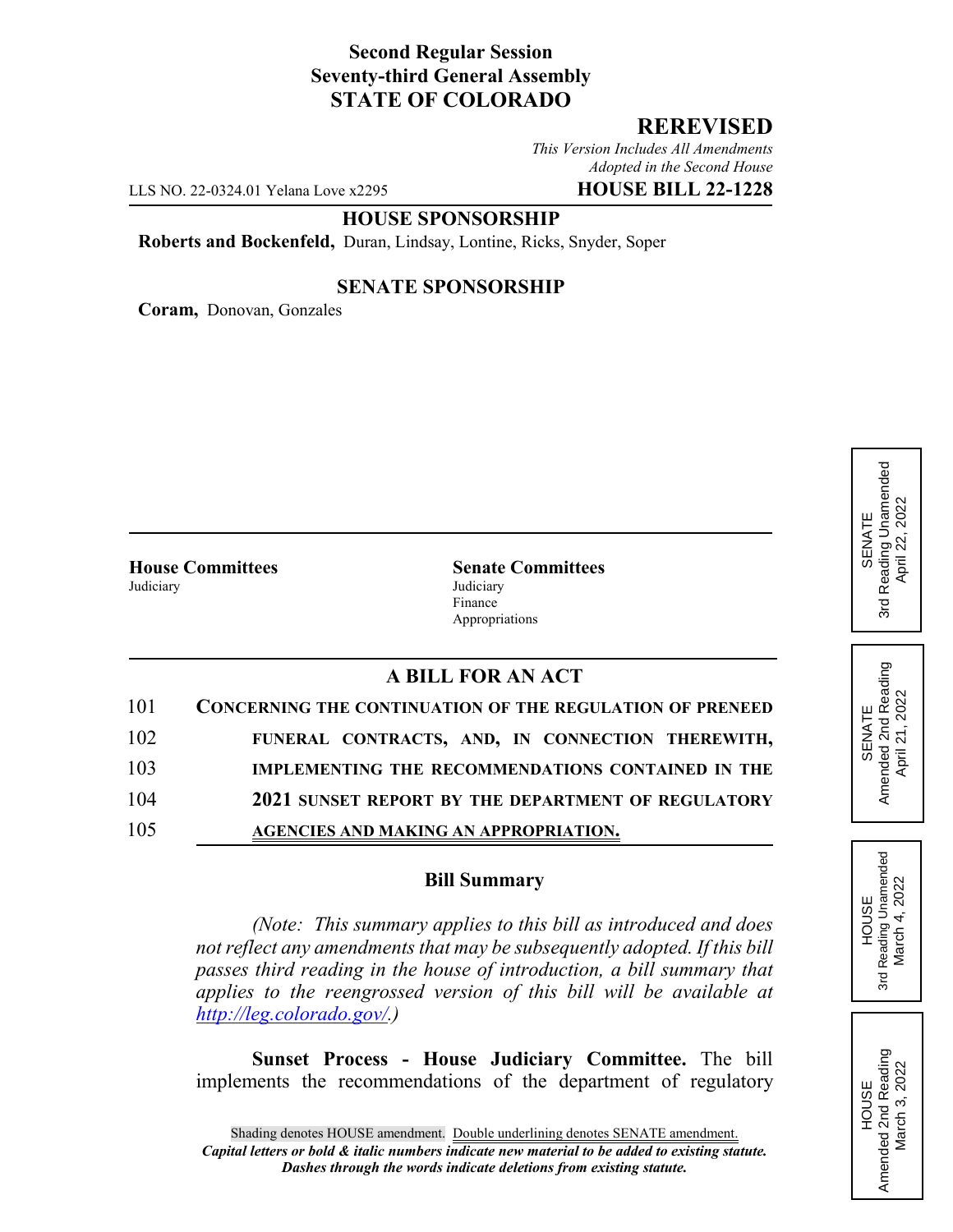**Second Regular Session**
**Seventy-third General Assembly**
**STATE OF COLORADO**

## REREVISED

*This Version Includes All Amendments Adopted in the Second House*

LLS NO. 22-0324.01 Yelana Love x2295 **HOUSE BILL 22-1228**

**HOUSE SPONSORSHIP**

**Roberts and Bockenfeld,** Duran, Lindsay, Lontine, Ricks, Snyder, Soper

**SENATE SPONSORSHIP**

**Coram,** Donovan, Gonzales

SENATE 3rd Reading Unamended April 22, 2022

SENATE Amended 2nd Reading April 21, 2022

HOUSE 3rd Reading Unamended March 4, 2022

HOUSE Amended 2nd Reading March 3, 2022

| **House Committees** | **Senate Committees** |
|---|---|
| Judiciary | Judiciary |
| | Finance |
| | Appropriations |

**A BILL FOR AN ACT**

101 CONCERNING THE CONTINUATION OF THE REGULATION OF PRENEED
102 FUNERAL CONTRACTS, AND, IN CONNECTION THEREWITH,
103 IMPLEMENTING THE RECOMMENDATIONS CONTAINED IN THE
104 2021 SUNSET REPORT BY THE DEPARTMENT OF REGULATORY
105 AGENCIES AND MAKING AN APPROPRIATION.

**Bill Summary**

*(Note: This summary applies to this bill as introduced and does not reflect any amendments that may be subsequently adopted. If this bill passes third reading in the house of introduction, a bill summary that applies to the reengrossed version of this bill will be available at http://leg.colorado.gov/.)*

**Sunset Process - House Judiciary Committee.** The bill implements the recommendations of the department of regulatory

Shading denotes HOUSE amendment. Double underlining denotes SENATE amendment.
***Capital letters or bold & italic numbers indicate new material to be added to existing statute.***
***Dashes through the words indicate deletions from existing statute.***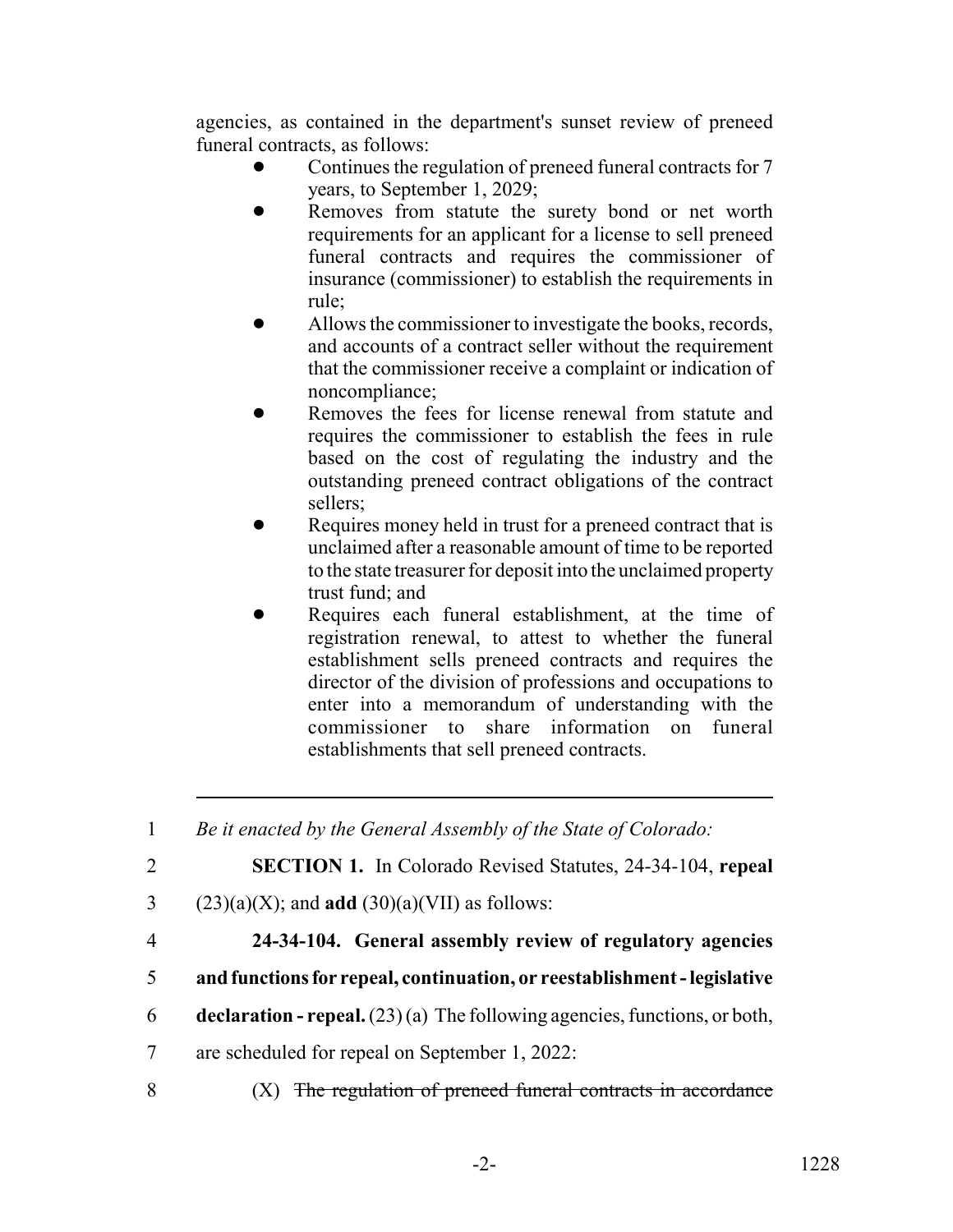agencies, as contained in the department's sunset review of preneed funeral contracts, as follows:

- Continues the regulation of preneed funeral contracts for 7 years, to September 1, 2029;
- Removes from statute the surety bond or net worth requirements for an applicant for a license to sell preneed funeral contracts and requires the commissioner of insurance (commissioner) to establish the requirements in rule;
- Allows the commissioner to investigate the books, records, and accounts of a contract seller without the requirement that the commissioner receive a complaint or indication of noncompliance;
- Removes the fees for license renewal from statute and requires the commissioner to establish the fees in rule based on the cost of regulating the industry and the outstanding preneed contract obligations of the contract sellers;
- Requires money held in trust for a preneed contract that is unclaimed after a reasonable amount of time to be reported to the state treasurer for deposit into the unclaimed property trust fund; and
- Requires each funeral establishment, at the time of registration renewal, to attest to whether the funeral establishment sells preneed contracts and requires the director of the division of professions and occupations to enter into a memorandum of understanding with the commissioner to share information on funeral establishments that sell preneed contracts.

---

1 *Be it enacted by the General Assembly of the State of Colorado:*

2 **SECTION 1.** In Colorado Revised Statutes, 24-34-104, **repeal**
3 (23)(a)(X); and **add** (30)(a)(VII) as follows:

4 **24-34-104. General assembly review of regulatory agencies**
5 **and functions for repeal, continuation, or reestablishment - legislative**
6 **declaration - repeal.** (23) (a) The following agencies, functions, or both,
7 are scheduled for repeal on September 1, 2022:

8 (X) ~~The regulation of preneed funeral contracts in accordance~~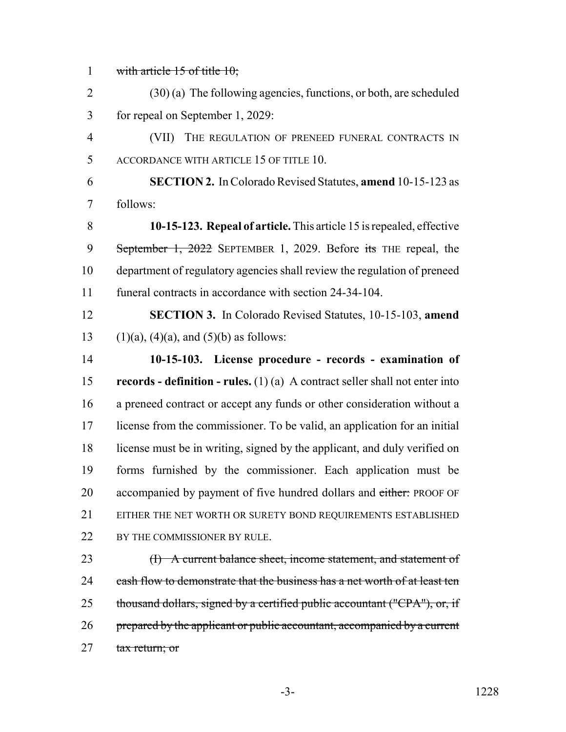~~with article 15 of title 10;~~

(30) (a) The following agencies, functions, or both, are scheduled for repeal on September 1, 2029:

(VII) THE REGULATION OF PRENEED FUNERAL CONTRACTS IN ACCORDANCE WITH ARTICLE 15 OF TITLE 10.

**SECTION 2.** In Colorado Revised Statutes, **amend** 10-15-123 as follows:

**10-15-123. Repeal of article.** This article 15 is repealed, effective ~~September 1, 2022~~ SEPTEMBER 1, 2029. Before ~~its~~ THE repeal, the department of regulatory agencies shall review the regulation of preneed funeral contracts in accordance with section 24-34-104.

**SECTION 3.** In Colorado Revised Statutes, 10-15-103, **amend** (1)(a), (4)(a), and (5)(b) as follows:

**10-15-103. License procedure - records - examination of records - definition - rules.** (1) (a) A contract seller shall not enter into a preneed contract or accept any funds or other consideration without a license from the commissioner. To be valid, an application for an initial license must be in writing, signed by the applicant, and duly verified on forms furnished by the commissioner. Each application must be accompanied by payment of five hundred dollars and ~~either:~~ PROOF OF EITHER THE NET WORTH OR SURETY BOND REQUIREMENTS ESTABLISHED BY THE COMMISSIONER BY RULE.

~~(I) A current balance sheet, income statement, and statement of cash flow to demonstrate that the business has a net worth of at least ten thousand dollars, signed by a certified public accountant ("CPA"), or, if prepared by the applicant or public accountant, accompanied by a current tax return; or~~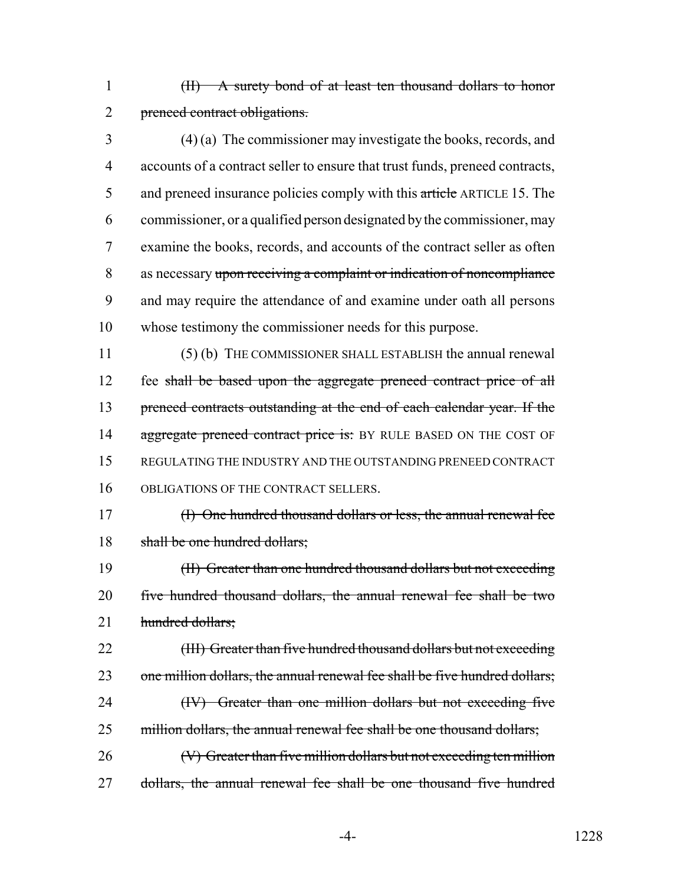1 ~~(II) A surety bond of at least ten thousand dollars to honor~~
2 ~~preneed contract obligations.~~

3 (4) (a) The commissioner may investigate the books, records, and
4 accounts of a contract seller to ensure that trust funds, preneed contracts,
5 and preneed insurance policies comply with this ~~article~~ ARTICLE 15. The
6 commissioner, or a qualified person designated by the commissioner, may
7 examine the books, records, and accounts of the contract seller as often
8 as necessary ~~upon receiving a complaint or indication of noncompliance~~
9 and may require the attendance of and examine under oath all persons
10 whose testimony the commissioner needs for this purpose.

11 (5) (b) THE COMMISSIONER SHALL ESTABLISH the annual renewal
12 fee ~~shall be based upon the aggregate preneed contract price of all~~
13 ~~preneed contracts outstanding at the end of each calendar year. If the~~
14 ~~aggregate preneed contract price is:~~ BY RULE BASED ON THE COST OF
15 REGULATING THE INDUSTRY AND THE OUTSTANDING PRENEED CONTRACT
16 OBLIGATIONS OF THE CONTRACT SELLERS.

17 ~~(I) One hundred thousand dollars or less, the annual renewal fee~~
18 ~~shall be one hundred dollars;~~

19 ~~(II) Greater than one hundred thousand dollars but not exceeding~~
20 ~~five hundred thousand dollars, the annual renewal fee shall be two~~
21 ~~hundred dollars;~~

22 ~~(III) Greater than five hundred thousand dollars but not exceeding~~
23 ~~one million dollars, the annual renewal fee shall be five hundred dollars;~~

24 ~~(IV) Greater than one million dollars but not exceeding five~~
25 ~~million dollars, the annual renewal fee shall be one thousand dollars;~~

26 ~~(V) Greater than five million dollars but not exceeding ten million~~
27 ~~dollars, the annual renewal fee shall be one thousand five hundred~~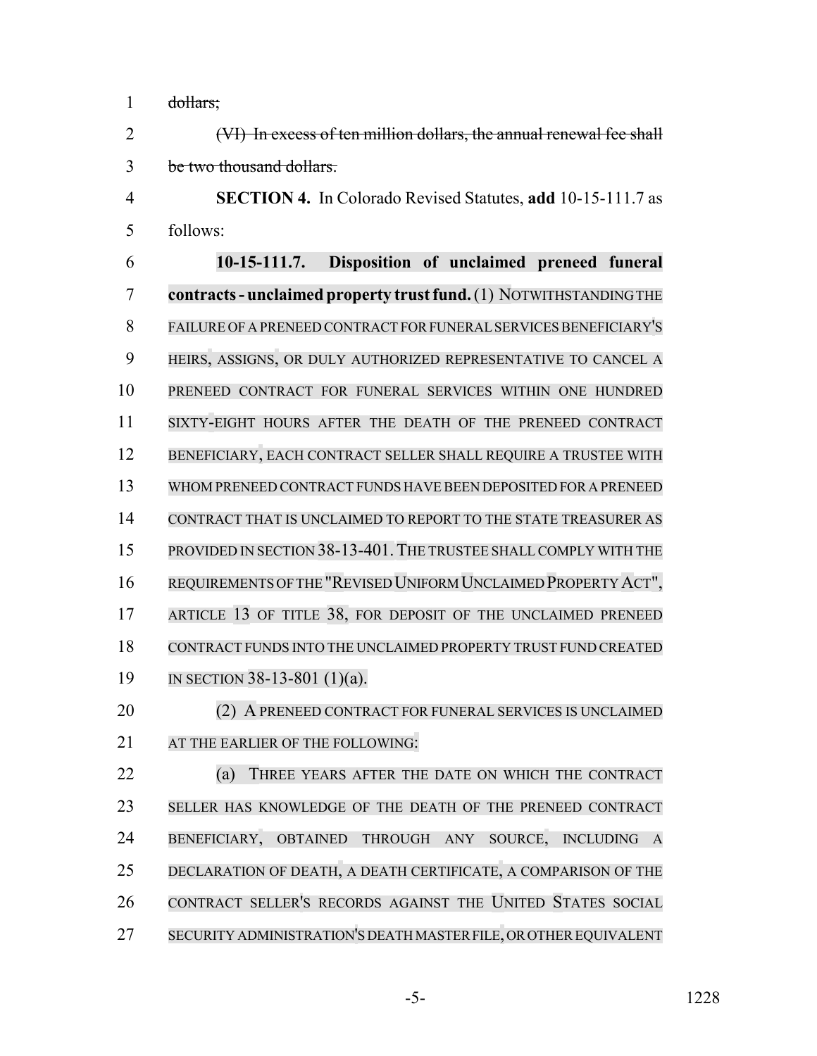~~dollars;~~

~~(VI) In excess of ten million dollars, the annual renewal fee shall be two thousand dollars.~~

**SECTION 4.** In Colorado Revised Statutes, **add** 10-15-111.7 as follows:

**10-15-111.7. Disposition of unclaimed preneed funeral contracts - unclaimed property trust fund.** (1) NOTWITHSTANDING THE FAILURE OF A PRENEED CONTRACT FOR FUNERAL SERVICES BENEFICIARY'S HEIRS, ASSIGNS, OR DULY AUTHORIZED REPRESENTATIVE TO CANCEL A PRENEED CONTRACT FOR FUNERAL SERVICES WITHIN ONE HUNDRED SIXTY-EIGHT HOURS AFTER THE DEATH OF THE PRENEED CONTRACT BENEFICIARY, EACH CONTRACT SELLER SHALL REQUIRE A TRUSTEE WITH WHOM PRENEED CONTRACT FUNDS HAVE BEEN DEPOSITED FOR A PRENEED CONTRACT THAT IS UNCLAIMED TO REPORT TO THE STATE TREASURER AS PROVIDED IN SECTION 38-13-401. THE TRUSTEE SHALL COMPLY WITH THE REQUIREMENTS OF THE "REVISED UNIFORM UNCLAIMED PROPERTY ACT", ARTICLE 13 OF TITLE 38, FOR DEPOSIT OF THE UNCLAIMED PRENEED CONTRACT FUNDS INTO THE UNCLAIMED PROPERTY TRUST FUND CREATED IN SECTION 38-13-801 (1)(a).

(2) A PRENEED CONTRACT FOR FUNERAL SERVICES IS UNCLAIMED AT THE EARLIER OF THE FOLLOWING:

(a) THREE YEARS AFTER THE DATE ON WHICH THE CONTRACT SELLER HAS KNOWLEDGE OF THE DEATH OF THE PRENEED CONTRACT BENEFICIARY, OBTAINED THROUGH ANY SOURCE, INCLUDING A DECLARATION OF DEATH, A DEATH CERTIFICATE, A COMPARISON OF THE CONTRACT SELLER'S RECORDS AGAINST THE UNITED STATES SOCIAL SECURITY ADMINISTRATION'S DEATH MASTER FILE, OR OTHER EQUIVALENT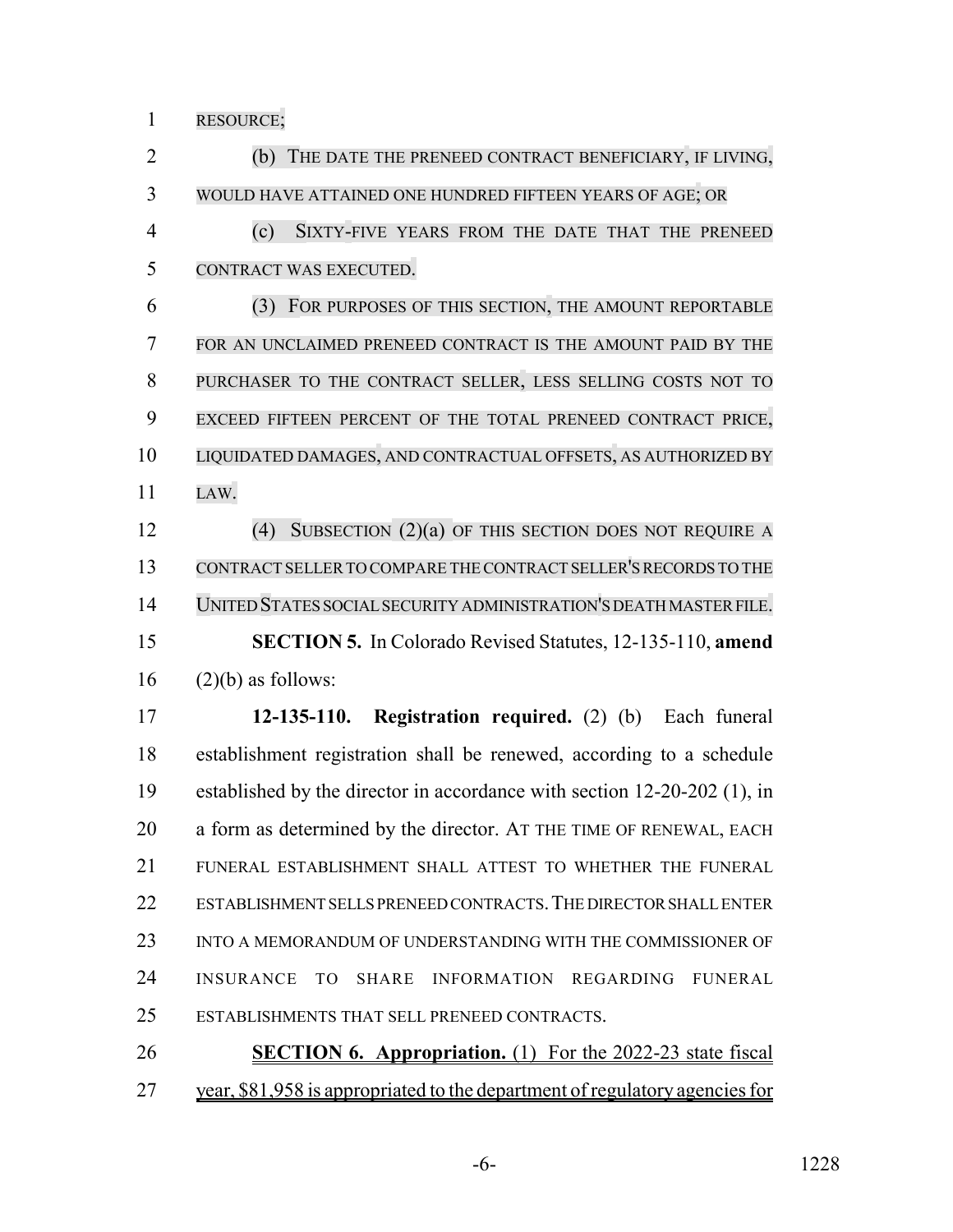RESOURCE;

(b) THE DATE THE PRENEED CONTRACT BENEFICIARY, IF LIVING, WOULD HAVE ATTAINED ONE HUNDRED FIFTEEN YEARS OF AGE; OR

(c) SIXTY-FIVE YEARS FROM THE DATE THAT THE PRENEED CONTRACT WAS EXECUTED.

(3) FOR PURPOSES OF THIS SECTION, THE AMOUNT REPORTABLE FOR AN UNCLAIMED PRENEED CONTRACT IS THE AMOUNT PAID BY THE PURCHASER TO THE CONTRACT SELLER, LESS SELLING COSTS NOT TO EXCEED FIFTEEN PERCENT OF THE TOTAL PRENEED CONTRACT PRICE, LIQUIDATED DAMAGES, AND CONTRACTUAL OFFSETS, AS AUTHORIZED BY LAW.

(4) SUBSECTION (2)(a) OF THIS SECTION DOES NOT REQUIRE A CONTRACT SELLER TO COMPARE THE CONTRACT SELLER'S RECORDS TO THE UNITED STATES SOCIAL SECURITY ADMINISTRATION'S DEATH MASTER FILE.

**SECTION 5.** In Colorado Revised Statutes, 12-135-110, **amend** (2)(b) as follows:

**12-135-110. Registration required.** (2) (b) Each funeral establishment registration shall be renewed, according to a schedule established by the director in accordance with section 12-20-202 (1), in a form as determined by the director. AT THE TIME OF RENEWAL, EACH FUNERAL ESTABLISHMENT SHALL ATTEST TO WHETHER THE FUNERAL ESTABLISHMENT SELLS PRENEED CONTRACTS. THE DIRECTOR SHALL ENTER INTO A MEMORANDUM OF UNDERSTANDING WITH THE COMMISSIONER OF INSURANCE TO SHARE INFORMATION REGARDING FUNERAL ESTABLISHMENTS THAT SELL PRENEED CONTRACTS.

**SECTION 6. Appropriation.** (1) For the 2022-23 state fiscal year, $81,958 is appropriated to the department of regulatory agencies for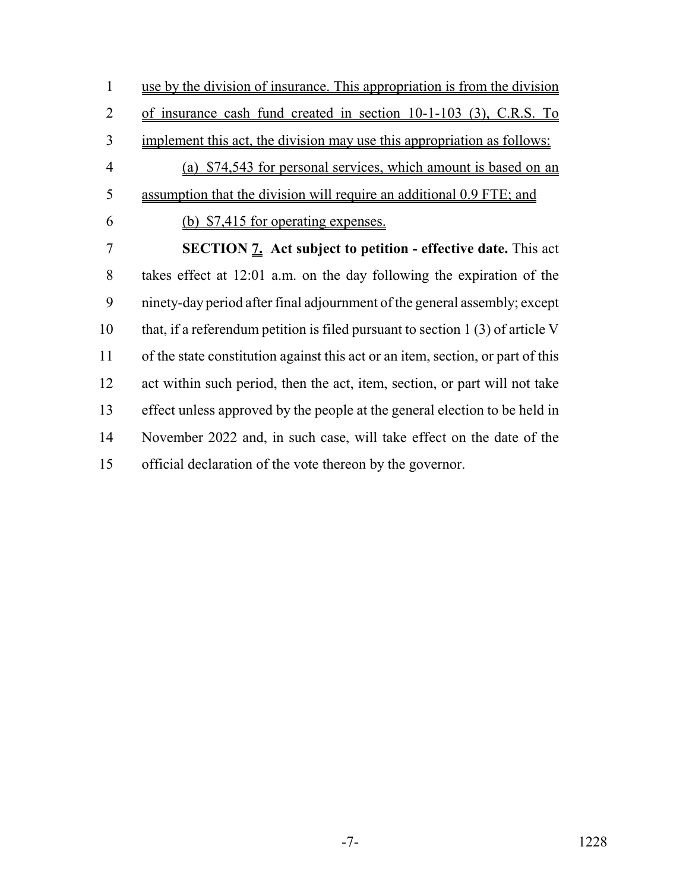use by the division of insurance. This appropriation is from the division of insurance cash fund created in section 10-1-103 (3), C.R.S. To implement this act, the division may use this appropriation as follows:

(a) $74,543 for personal services, which amount is based on an assumption that the division will require an additional 0.9 FTE; and

(b) $7,415 for operating expenses.

**SECTION 7. Act subject to petition - effective date.** This act takes effect at 12:01 a.m. on the day following the expiration of the ninety-day period after final adjournment of the general assembly; except that, if a referendum petition is filed pursuant to section 1 (3) of article V of the state constitution against this act or an item, section, or part of this act within such period, then the act, item, section, or part will not take effect unless approved by the people at the general election to be held in November 2022 and, in such case, will take effect on the date of the official declaration of the vote thereon by the governor.